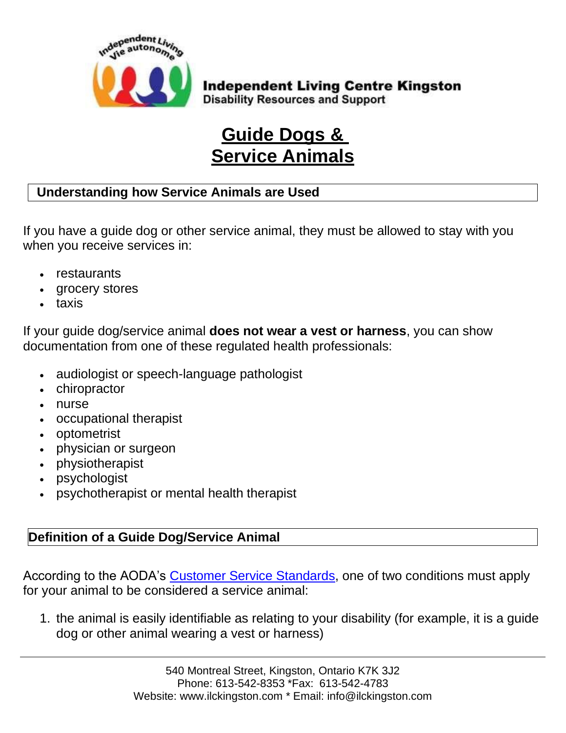**Independent Living Centre Kingston**
**Disability Resources and Support**

# Guide Dogs & Service Animals

## Understanding how Service Animals are Used

If you have a guide dog or other service animal, they must be allowed to stay with you when you receive services in:

- restaurants
- grocery stores
- taxis

If your guide dog/service animal **does not wear a vest or harness**, you can show documentation from one of these regulated health professionals:

- audiologist or speech-language pathologist
- chiropractor
- nurse
- occupational therapist
- optometrist
- physician or surgeon
- physiotherapist
- psychologist
- psychotherapist or mental health therapist

## Definition of a Guide Dog/Service Animal

According to the AODA's Customer Service Standards, one of two conditions must apply for your animal to be considered a service animal:

1. the animal is easily identifiable as relating to your disability (for example, it is a guide dog or other animal wearing a vest or harness)

540 Montreal Street, Kingston, Ontario K7K 3J2
Phone: 613-542-8353 *Fax: 613-542-4783
Website: www.ilckingston.com * Email: info@ilckingston.com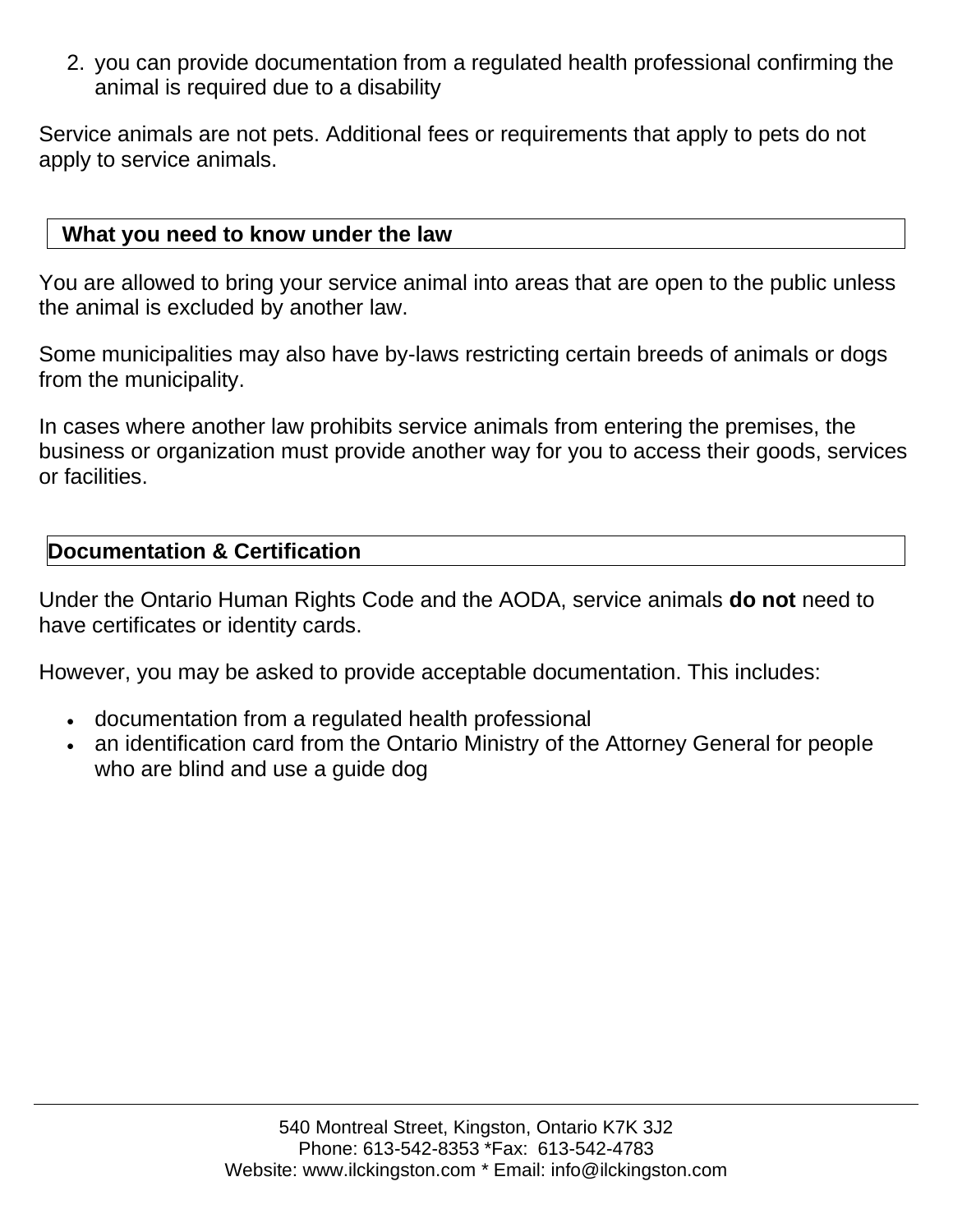2. you can provide documentation from a regulated health professional confirming the animal is required due to a disability

Service animals are not pets. Additional fees or requirements that apply to pets do not apply to service animals.

## What you need to know under the law

You are allowed to bring your service animal into areas that are open to the public unless the animal is excluded by another law.

Some municipalities may also have by-laws restricting certain breeds of animals or dogs from the municipality.

In cases where another law prohibits service animals from entering the premises, the business or organization must provide another way for you to access their goods, services or facilities.

## Documentation & Certification

Under the Ontario Human Rights Code and the AODA, service animals **do not** need to have certificates or identity cards.

However, you may be asked to provide acceptable documentation. This includes:

- documentation from a regulated health professional
- an identification card from the Ontario Ministry of the Attorney General for people who are blind and use a guide dog